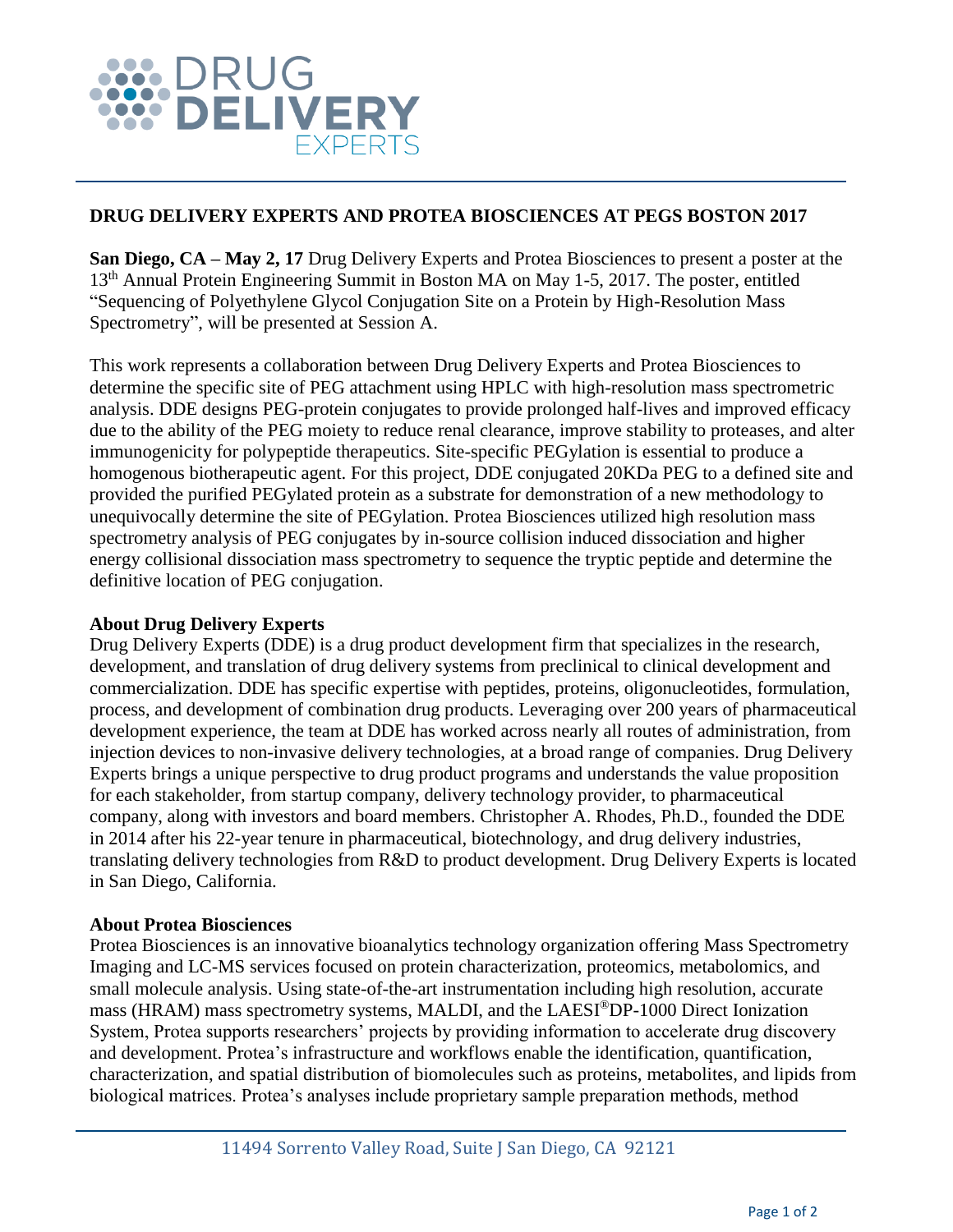# DRUG DELIVERY EXPERTS

## DRUG DELIVERY EXPERTS AND PROTEA BIOSCIENCES AT PEGS BOSTON 2017

**San Diego, CA – May 2, 17** Drug Delivery Experts and Protea Biosciences to present a poster at the 13th Annual Protein Engineering Summit in Boston MA on May 1-5, 2017. The poster, entitled "Sequencing of Polyethylene Glycol Conjugation Site on a Protein by High-Resolution Mass Spectrometry", will be presented at Session A.

This work represents a collaboration between Drug Delivery Experts and Protea Biosciences to determine the specific site of PEG attachment using HPLC with high-resolution mass spectrometric analysis. DDE designs PEG-protein conjugates to provide prolonged half-lives and improved efficacy due to the ability of the PEG moiety to reduce renal clearance, improve stability to proteases, and alter immunogenicity for polypeptide therapeutics. Site-specific PEGylation is essential to produce a homogenous biotherapeutic agent. For this project, DDE conjugated 20KDa PEG to a defined site and provided the purified PEGylated protein as a substrate for demonstration of a new methodology to unequivocally determine the site of PEGylation. Protea Biosciences utilized high resolution mass spectrometry analysis of PEG conjugates by in-source collision induced dissociation and higher energy collisional dissociation mass spectrometry to sequence the tryptic peptide and determine the definitive location of PEG conjugation.

**About Drug Delivery Experts**

Drug Delivery Experts (DDE) is a drug product development firm that specializes in the research, development, and translation of drug delivery systems from preclinical to clinical development and commercialization. DDE has specific expertise with peptides, proteins, oligonucleotides, formulation, process, and development of combination drug products. Leveraging over 200 years of pharmaceutical development experience, the team at DDE has worked across nearly all routes of administration, from injection devices to non-invasive delivery technologies, at a broad range of companies. Drug Delivery Experts brings a unique perspective to drug product programs and understands the value proposition for each stakeholder, from startup company, delivery technology provider, to pharmaceutical company, along with investors and board members. Christopher A. Rhodes, Ph.D., founded the DDE in 2014 after his 22-year tenure in pharmaceutical, biotechnology, and drug delivery industries, translating delivery technologies from R&D to product development. Drug Delivery Experts is located in San Diego, California.

**About Protea Biosciences**

Protea Biosciences is an innovative bioanalytics technology organization offering Mass Spectrometry Imaging and LC-MS services focused on protein characterization, proteomics, metabolomics, and small molecule analysis. Using state-of-the-art instrumentation including high resolution, accurate mass (HRAM) mass spectrometry systems, MALDI, and the LAESI®DP-1000 Direct Ionization System, Protea supports researchers' projects by providing information to accelerate drug discovery and development. Protea's infrastructure and workflows enable the identification, quantification, characterization, and spatial distribution of biomolecules such as proteins, metabolites, and lipids from biological matrices. Protea's analyses include proprietary sample preparation methods, method

11494 Sorrento Valley Road, Suite J San Diego, CA 92121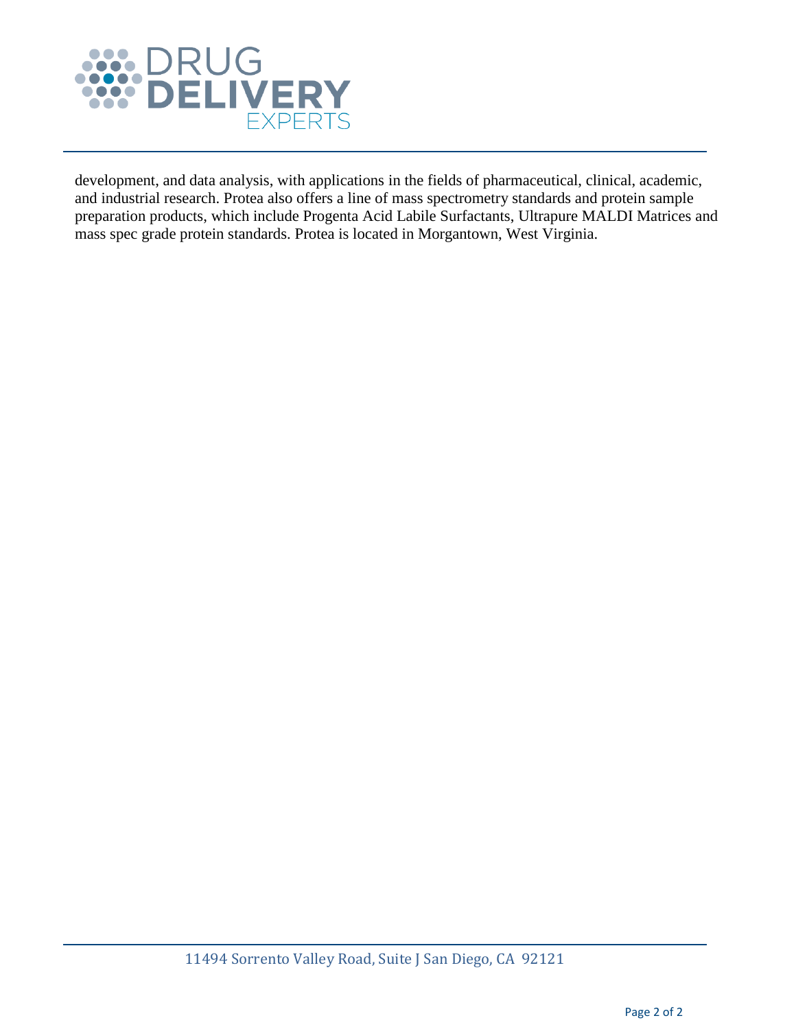development, and data analysis, with applications in the fields of pharmaceutical, clinical, academic, and industrial research. Protea also offers a line of mass spectrometry standards and protein sample preparation products, which include Progenta Acid Labile Surfactants, Ultrapure MALDI Matrices and mass spec grade protein standards. Protea is located in Morgantown, West Virginia.